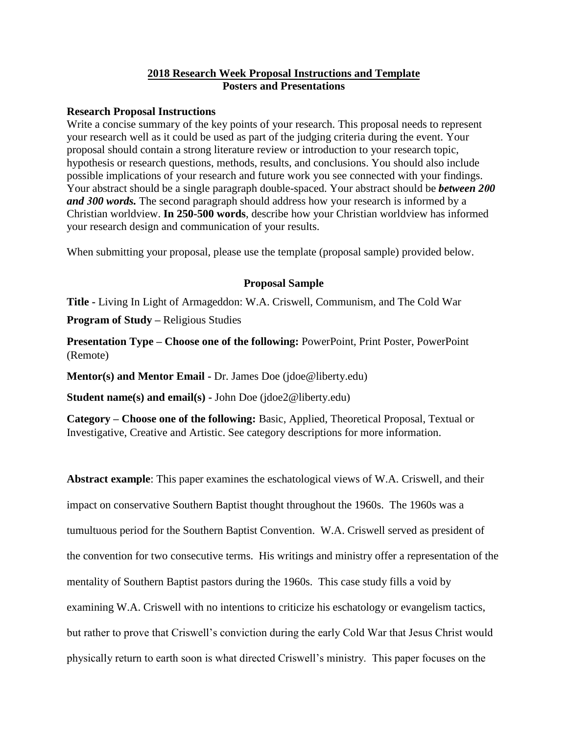# 2018 Research Week Proposal Instructions and Template
## Posters and Presentations

### Research Proposal Instructions

Write a concise summary of the key points of your research. This proposal needs to represent your research well as it could be used as part of the judging criteria during the event. Your proposal should contain a strong literature review or introduction to your research topic, hypothesis or research questions, methods, results, and conclusions. You should also include possible implications of your research and future work you see connected with your findings. Your abstract should be a single paragraph double-spaced. Your abstract should be ***between 200 and 300 words.*** The second paragraph should address how your research is informed by a Christian worldview. **In 250-500 words**, describe how your Christian worldview has informed your research design and communication of your results.

When submitting your proposal, please use the template (proposal sample) provided below.

### Proposal Sample

**Title -** Living In Light of Armageddon: W.A. Criswell, Communism, and The Cold War

**Program of Study –** Religious Studies

**Presentation Type – Choose one of the following:** PowerPoint, Print Poster, PowerPoint (Remote)

**Mentor(s) and Mentor Email -** Dr. James Doe (jdoe@liberty.edu)

**Student name(s) and email(s) -** John Doe (jdoe2@liberty.edu)

**Category – Choose one of the following:** Basic, Applied, Theoretical Proposal, Textual or Investigative, Creative and Artistic. See category descriptions for more information.

**Abstract example**: This paper examines the eschatological views of W.A. Criswell, and their impact on conservative Southern Baptist thought throughout the 1960s. The 1960s was a tumultuous period for the Southern Baptist Convention. W.A. Criswell served as president of the convention for two consecutive terms. His writings and ministry offer a representation of the mentality of Southern Baptist pastors during the 1960s. This case study fills a void by examining W.A. Criswell with no intentions to criticize his eschatology or evangelism tactics, but rather to prove that Criswell's conviction during the early Cold War that Jesus Christ would physically return to earth soon is what directed Criswell's ministry. This paper focuses on the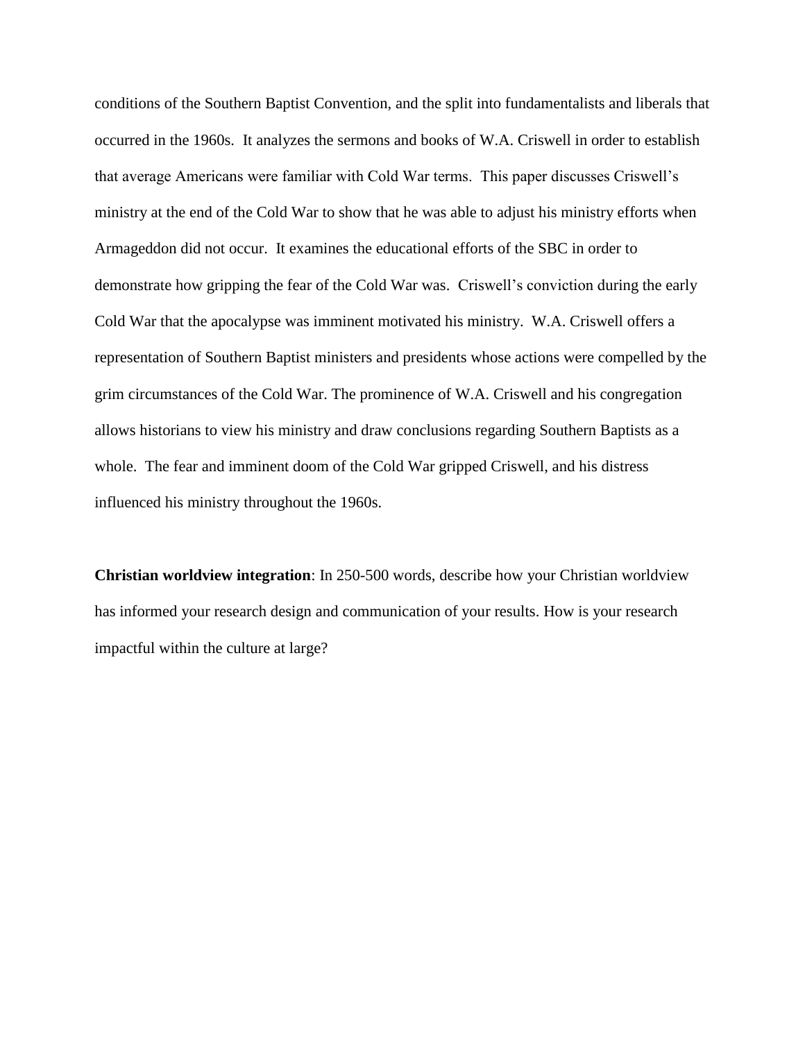conditions of the Southern Baptist Convention, and the split into fundamentalists and liberals that occurred in the 1960s. It analyzes the sermons and books of W.A. Criswell in order to establish that average Americans were familiar with Cold War terms. This paper discusses Criswell's ministry at the end of the Cold War to show that he was able to adjust his ministry efforts when Armageddon did not occur. It examines the educational efforts of the SBC in order to demonstrate how gripping the fear of the Cold War was. Criswell's conviction during the early Cold War that the apocalypse was imminent motivated his ministry. W.A. Criswell offers a representation of Southern Baptist ministers and presidents whose actions were compelled by the grim circumstances of the Cold War. The prominence of W.A. Criswell and his congregation allows historians to view his ministry and draw conclusions regarding Southern Baptists as a whole. The fear and imminent doom of the Cold War gripped Criswell, and his distress influenced his ministry throughout the 1960s.

**Christian worldview integration**: In 250-500 words, describe how your Christian worldview has informed your research design and communication of your results. How is your research impactful within the culture at large?